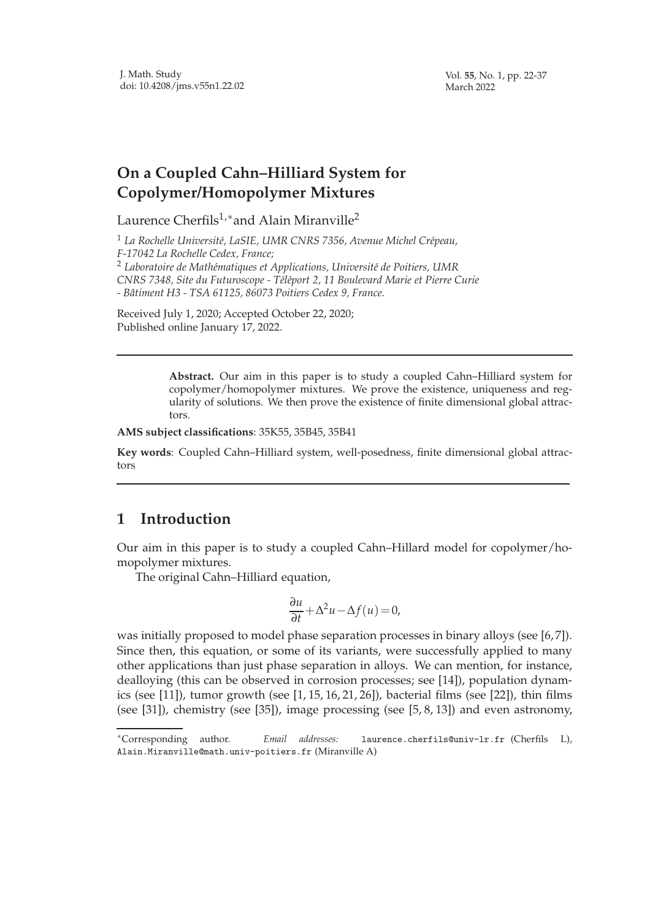# On a Coupled Cahn–Hilliard System for Copolymer/Homopolymer Mixtures

Laurence Cherfils[1,*] and Alain Miranville[2]

[1] *La Rochelle Université, LaSIE, UMR CNRS 7356, Avenue Michel Crépeau, F-17042 La Rochelle Cedex, France;*

[2] *Laboratoire de Mathématiques et Applications, Université de Poitiers, UMR CNRS 7348, Site du Futuroscope - Téléport 2, 11 Boulevard Marie et Pierre Curie - Bâtiment H3 - TSA 61125, 86073 Poitiers Cedex 9, France.*

Received July 1, 2020; Accepted October 22, 2020;
Published online January 17, 2022.

---

**Abstract.** Our aim in this paper is to study a coupled Cahn–Hilliard system for copolymer/homopolymer mixtures. We prove the existence, uniqueness and regularity of solutions. We then prove the existence of finite dimensional global attractors.

**AMS subject classifications**: 35K55, 35B45, 35B41

**Key words**: Coupled Cahn–Hilliard system, well-posedness, finite dimensional global attractors

---

## 1 Introduction

Our aim in this paper is to study a coupled Cahn–Hillard model for copolymer/homopolymer mixtures.

The original Cahn–Hilliard equation,

$$\frac{\partial u}{\partial t}+\Delta^2 u-\Delta f(u)=0,$$

was initially proposed to model phase separation processes in binary alloys (see [6,7]). Since then, this equation, or some of its variants, were successfully applied to many other applications than just phase separation in alloys. We can mention, for instance, dealloying (this can be observed in corrosion processes; see [14]), population dynamics (see [11]), tumor growth (see [1, 15, 16, 21, 26]), bacterial films (see [22]), thin films (see [31]), chemistry (see [35]), image processing (see [5, 8, 13]) and even astronomy,

---

*Corresponding author. *Email addresses:* laurence.cherfils@univ-lr.fr (Cherfils L), Alain.Miranville@math.univ-poitiers.fr (Miranville A)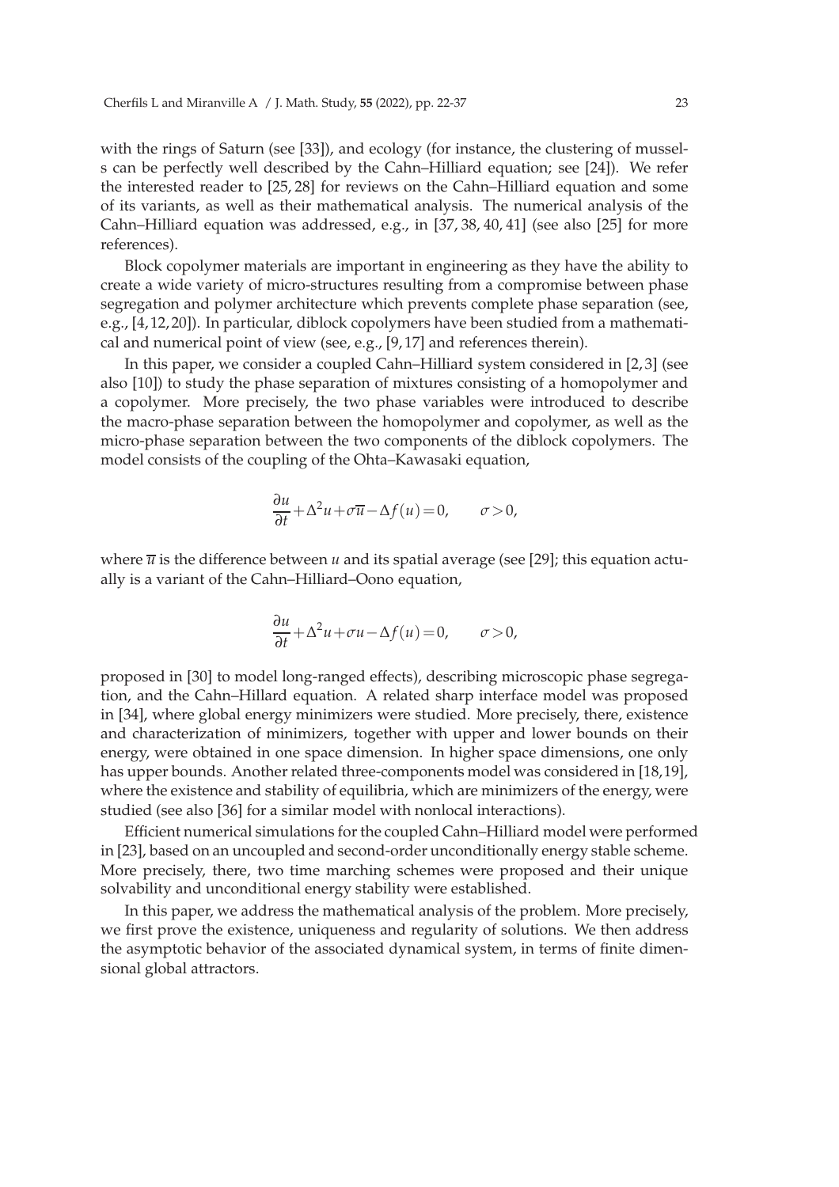with the rings of Saturn (see [33]), and ecology (for instance, the clustering of mussels can be perfectly well described by the Cahn–Hilliard equation; see [24]). We refer the interested reader to [25, 28] for reviews on the Cahn–Hilliard equation and some of its variants, as well as their mathematical analysis. The numerical analysis of the Cahn–Hilliard equation was addressed, e.g., in [37, 38, 40, 41] (see also [25] for more references).

Block copolymer materials are important in engineering as they have the ability to create a wide variety of micro-structures resulting from a compromise between phase segregation and polymer architecture which prevents complete phase separation (see, e.g., [4,12,20]). In particular, diblock copolymers have been studied from a mathematical and numerical point of view (see, e.g., [9,17] and references therein).

In this paper, we consider a coupled Cahn–Hilliard system considered in [2,3] (see also [10]) to study the phase separation of mixtures consisting of a homopolymer and a copolymer. More precisely, the two phase variables were introduced to describe the macro-phase separation between the homopolymer and copolymer, as well as the micro-phase separation between the two components of the diblock copolymers. The model consists of the coupling of the Ohta–Kawasaki equation,

$$\frac{\partial u}{\partial t}+\Delta^2 u+\sigma\overline{u}-\Delta f(u)=0, \qquad \sigma>0,$$

where $\overline{u}$ is the difference between $u$ and its spatial average (see [29]; this equation actually is a variant of the Cahn–Hilliard–Oono equation,

$$\frac{\partial u}{\partial t}+\Delta^2 u+\sigma u-\Delta f(u)=0, \qquad \sigma>0,$$

proposed in [30] to model long-ranged effects), describing microscopic phase segregation, and the Cahn–Hillard equation. A related sharp interface model was proposed in [34], where global energy minimizers were studied. More precisely, there, existence and characterization of minimizers, together with upper and lower bounds on their energy, were obtained in one space dimension. In higher space dimensions, one only has upper bounds. Another related three-components model was considered in [18,19], where the existence and stability of equilibria, which are minimizers of the energy, were studied (see also [36] for a similar model with nonlocal interactions).

Efficient numerical simulations for the coupled Cahn–Hilliard model were performed in [23], based on an uncoupled and second-order unconditionally energy stable scheme. More precisely, there, two time marching schemes were proposed and their unique solvability and unconditional energy stability were established.

In this paper, we address the mathematical analysis of the problem. More precisely, we first prove the existence, uniqueness and regularity of solutions. We then address the asymptotic behavior of the associated dynamical system, in terms of finite dimensional global attractors.